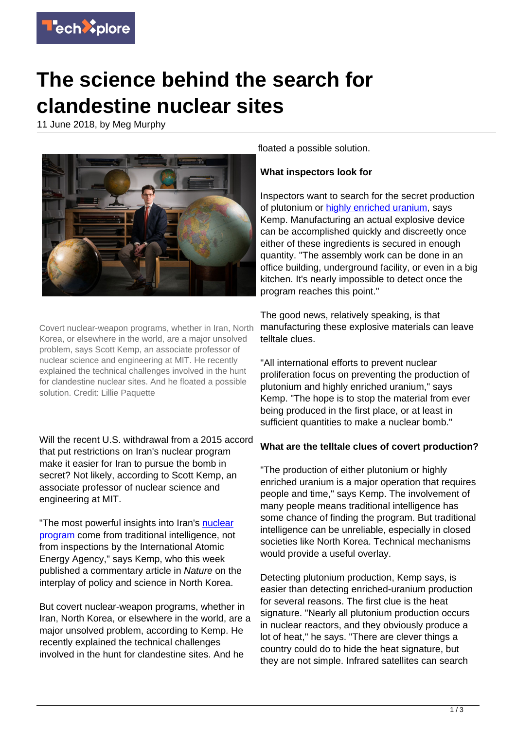# The science behind the search for clandestine nuclear sites

11 June 2018, by Meg Murphy

Covert nuclear-weapon programs, whether in Iran, North Korea, or elsewhere in the world, are a major unsolved problem, says Scott Kemp, an associate professor of nuclear science and engineering at MIT. He recently explained the technical challenges involved in the hunt for clandestine nuclear sites. And he floated a possible solution. Credit: Lillie Paquette

Will the recent U.S. withdrawal from a 2015 accord that put restrictions on Iran's nuclear program make it easier for Iran to pursue the bomb in secret? Not likely, according to Scott Kemp, an associate professor of nuclear science and engineering at MIT.

"The most powerful insights into Iran's nuclear program come from traditional intelligence, not from inspections by the International Atomic Energy Agency," says Kemp, who this week published a commentary article in *Nature* on the interplay of policy and science in North Korea.

But covert nuclear-weapon programs, whether in Iran, North Korea, or elsewhere in the world, are a major unsolved problem, according to Kemp. He recently explained the technical challenges involved in the hunt for clandestine sites. And he floated a possible solution.

**What inspectors look for**

Inspectors want to search for the secret production of plutonium or highly enriched uranium, says Kemp. Manufacturing an actual explosive device can be accomplished quickly and discreetly once either of these ingredients is secured in enough quantity. "The assembly work can be done in an office building, underground facility, or even in a big kitchen. It's nearly impossible to detect once the program reaches this point."

The good news, relatively speaking, is that manufacturing these explosive materials can leave telltale clues.

"All international efforts to prevent nuclear proliferation focus on preventing the production of plutonium and highly enriched uranium," says Kemp. "The hope is to stop the material from ever being produced in the first place, or at least in sufficient quantities to make a nuclear bomb."

**What are the telltale clues of covert production?**

"The production of either plutonium or highly enriched uranium is a major operation that requires people and time," says Kemp. The involvement of many people means traditional intelligence has some chance of finding the program. But traditional intelligence can be unreliable, especially in closed societies like North Korea. Technical mechanisms would provide a useful overlay.

Detecting plutonium production, Kemp says, is easier than detecting enriched-uranium production for several reasons. The first clue is the heat signature. "Nearly all plutonium production occurs in nuclear reactors, and they obviously produce a lot of heat," he says. "There are clever things a country could do to hide the heat signature, but they are not simple. Infrared satellites can search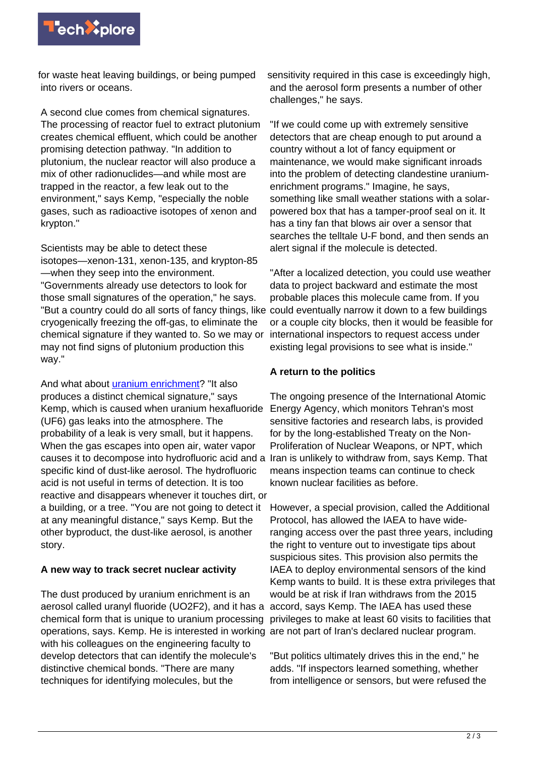for waste heat leaving buildings, or being pumped into rivers or oceans.

A second clue comes from chemical signatures. The processing of reactor fuel to extract plutonium creates chemical effluent, which could be another promising detection pathway. "In addition to plutonium, the nuclear reactor will also produce a mix of other radionuclides—and while most are trapped in the reactor, a few leak out to the environment," says Kemp, "especially the noble gases, such as radioactive isotopes of xenon and krypton."

Scientists may be able to detect these isotopes—xenon-131, xenon-135, and krypton-85—when they seep into the environment. "Governments already use detectors to look for those small signatures of the operation," he says. "But a country could do all sorts of fancy things, like cryogenically freezing the off-gas, to eliminate the chemical signature if they wanted to. So we may or may not find signs of plutonium production this way."

And what about uranium enrichment? "It also produces a distinct chemical signature," says Kemp, which is caused when uranium hexafluoride ($UF_6$) gas leaks into the atmosphere. The probability of a leak is very small, but it happens. When the gas escapes into open air, water vapor causes it to decompose into hydrofluoric acid and a specific kind of dust-like aerosol. The hydrofluoric acid is not useful in terms of detection. It is too reactive and disappears whenever it touches dirt, or a building, or a tree. "You are not going to detect it at any meaningful distance," says Kemp. But the other byproduct, the dust-like aerosol, is another story.

### A new way to track secret nuclear activity

The dust produced by uranium enrichment is an aerosol called uranyl fluoride ($UO_2F_2$), and it has a chemical form that is unique to uranium processing operations, says. Kemp. He is interested in working with his colleagues on the engineering faculty to develop detectors that can identify the molecule's distinctive chemical bonds. "There are many techniques for identifying molecules, but the sensitivity required in this case is exceedingly high, and the aerosol form presents a number of other challenges," he says.

"If we could come up with extremely sensitive detectors that are cheap enough to put around a country without a lot of fancy equipment or maintenance, we would make significant inroads into the problem of detecting clandestine uranium-enrichment programs." Imagine, he says, something like small weather stations with a solar-powered box that has a tamper-proof seal on it. It has a tiny fan that blows air over a sensor that searches the telltale U-F bond, and then sends an alert signal if the molecule is detected.

"After a localized detection, you could use weather data to project backward and estimate the most probable places this molecule came from. If you could eventually narrow it down to a few buildings or a couple city blocks, then it would be feasible for international inspectors to request access under existing legal provisions to see what is inside."

### A return to the politics

The ongoing presence of the International Atomic Energy Agency, which monitors Tehran's most sensitive factories and research labs, is provided for by the long-established Treaty on the Non-Proliferation of Nuclear Weapons, or NPT, which Iran is unlikely to withdraw from, says Kemp. That means inspection teams can continue to check known nuclear facilities as before.

However, a special provision, called the Additional Protocol, has allowed the IAEA to have wide-ranging access over the past three years, including the right to venture out to investigate tips about suspicious sites. This provision also permits the IAEA to deploy environmental sensors of the kind Kemp wants to build. It is these extra privileges that would be at risk if Iran withdraws from the 2015 accord, says Kemp. The IAEA has used these privileges to make at least 60 visits to facilities that are not part of Iran's declared nuclear program.

"But politics ultimately drives this in the end," he adds. "If inspectors learned something, whether from intelligence or sensors, but were refused the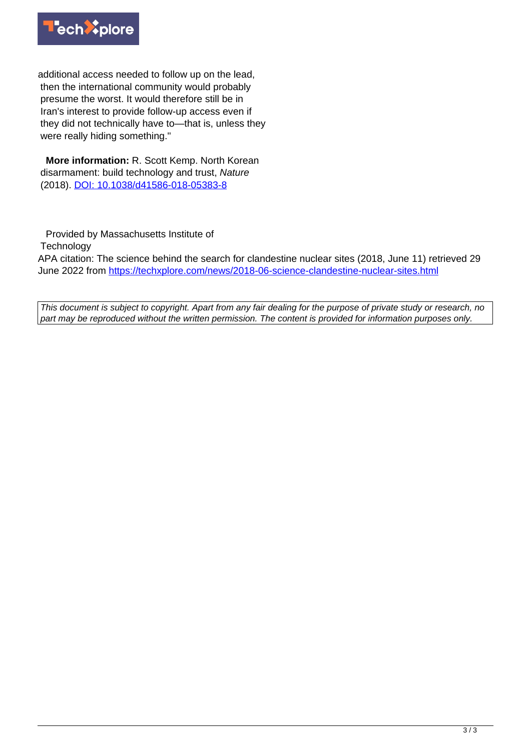additional access needed to follow up on the lead, then the international community would probably presume the worst. It would therefore still be in Iran's interest to provide follow-up access even if they did not technically have to—that is, unless they were really hiding something."

**More information:** R. Scott Kemp. North Korean disarmament: build technology and trust, *Nature* (2018). DOI: 10.1038/d41586-018-05383-8

Provided by Massachusetts Institute of Technology

APA citation: The science behind the search for clandestine nuclear sites (2018, June 11) retrieved 29 June 2022 from https://techxplore.com/news/2018-06-science-clandestine-nuclear-sites.html

*This document is subject to copyright. Apart from any fair dealing for the purpose of private study or research, no part may be reproduced without the written permission. The content is provided for information purposes only.*